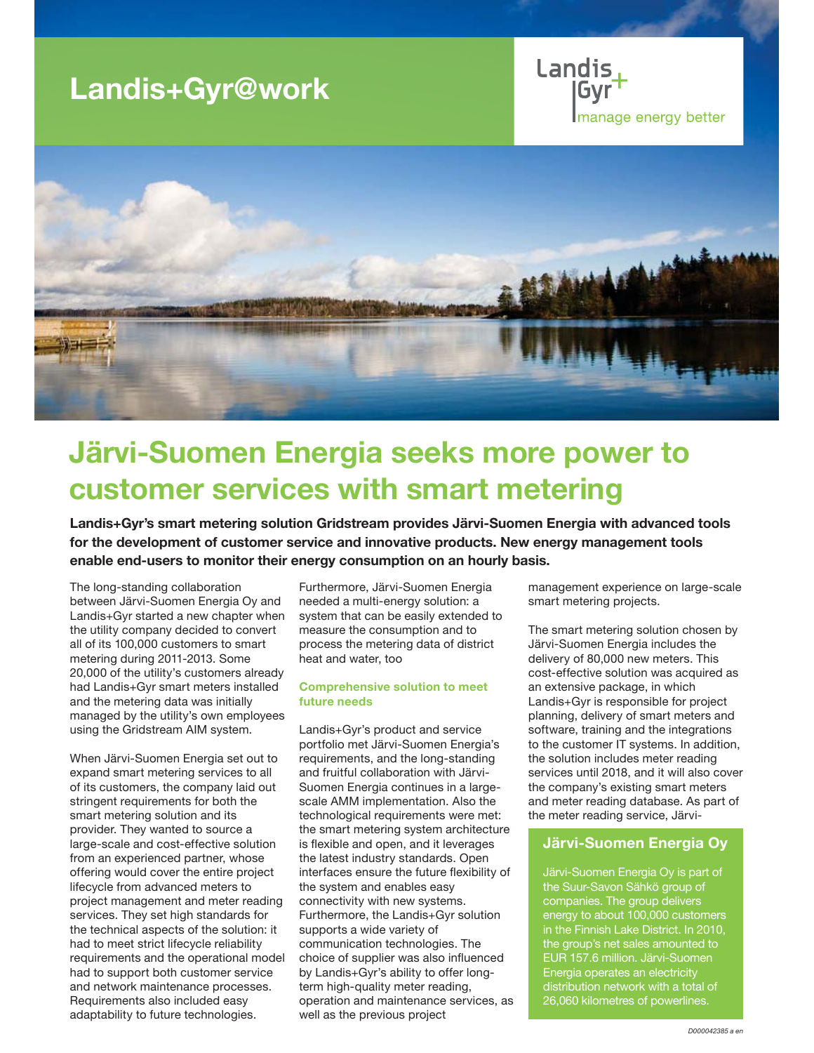# Landis+Gyr@work

Landis+Gyr manage energy better

# Järvi-Suomen Energia seeks more power to customer services with smart metering

**Landis+Gyr's smart metering solution Gridstream provides Järvi-Suomen Energia with advanced tools for the development of customer service and innovative products. New energy management tools enable end-users to monitor their energy consumption on an hourly basis.**

The long-standing collaboration between Järvi-Suomen Energia Oy and Landis+Gyr started a new chapter when the utility company decided to convert all of its 100,000 customers to smart metering during 2011-2013. Some 20,000 of the utility's customers already had Landis+Gyr smart meters installed and the metering data was initially managed by the utility's own employees using the Gridstream AIM system.

When Järvi-Suomen Energia set out to expand smart metering services to all of its customers, the company laid out stringent requirements for both the smart metering solution and its provider. They wanted to source a large-scale and cost-effective solution from an experienced partner, whose offering would cover the entire project lifecycle from advanced meters to project management and meter reading services. They set high standards for the technical aspects of the solution: it had to meet strict lifecycle reliability requirements and the operational model had to support both customer service and network maintenance processes. Requirements also included easy adaptability to future technologies. Furthermore, Järvi-Suomen Energia needed a multi-energy solution: a system that can be easily extended to measure the consumption and to process the metering data of district heat and water, too

### Comprehensive solution to meet future needs

Landis+Gyr's product and service portfolio met Järvi-Suomen Energia's requirements, and the long-standing and fruitful collaboration with Järvi-Suomen Energia continues in a large-scale AMM implementation. Also the technological requirements were met: the smart metering system architecture is flexible and open, and it leverages the latest industry standards. Open interfaces ensure the future flexibility of the system and enables easy connectivity with new systems. Furthermore, the Landis+Gyr solution supports a wide variety of communication technologies. The choice of supplier was also influenced by Landis+Gyr's ability to offer long-term high-quality meter reading, operation and maintenance services, as well as the previous project management experience on large-scale smart metering projects.

The smart metering solution chosen by Järvi-Suomen Energia includes the delivery of 80,000 new meters. This cost-effective solution was acquired as an extensive package, in which Landis+Gyr is responsible for project planning, delivery of smart meters and software, training and the integrations to the customer IT systems. In addition, the solution includes meter reading services until 2018, and it will also cover the company's existing smart meters and meter reading database. As part of the meter reading service, Järvi-

### Järvi-Suomen Energia Oy

Järvi-Suomen Energia Oy is part of the Suur-Savon Sähkö group of companies. The group delivers energy to about 100,000 customers in the Finnish Lake District. In 2010, the group's net sales amounted to EUR 157.6 million. Järvi-Suomen Energia operates an electricity distribution network with a total of 26,060 kilometres of powerlines.

D000042385 a en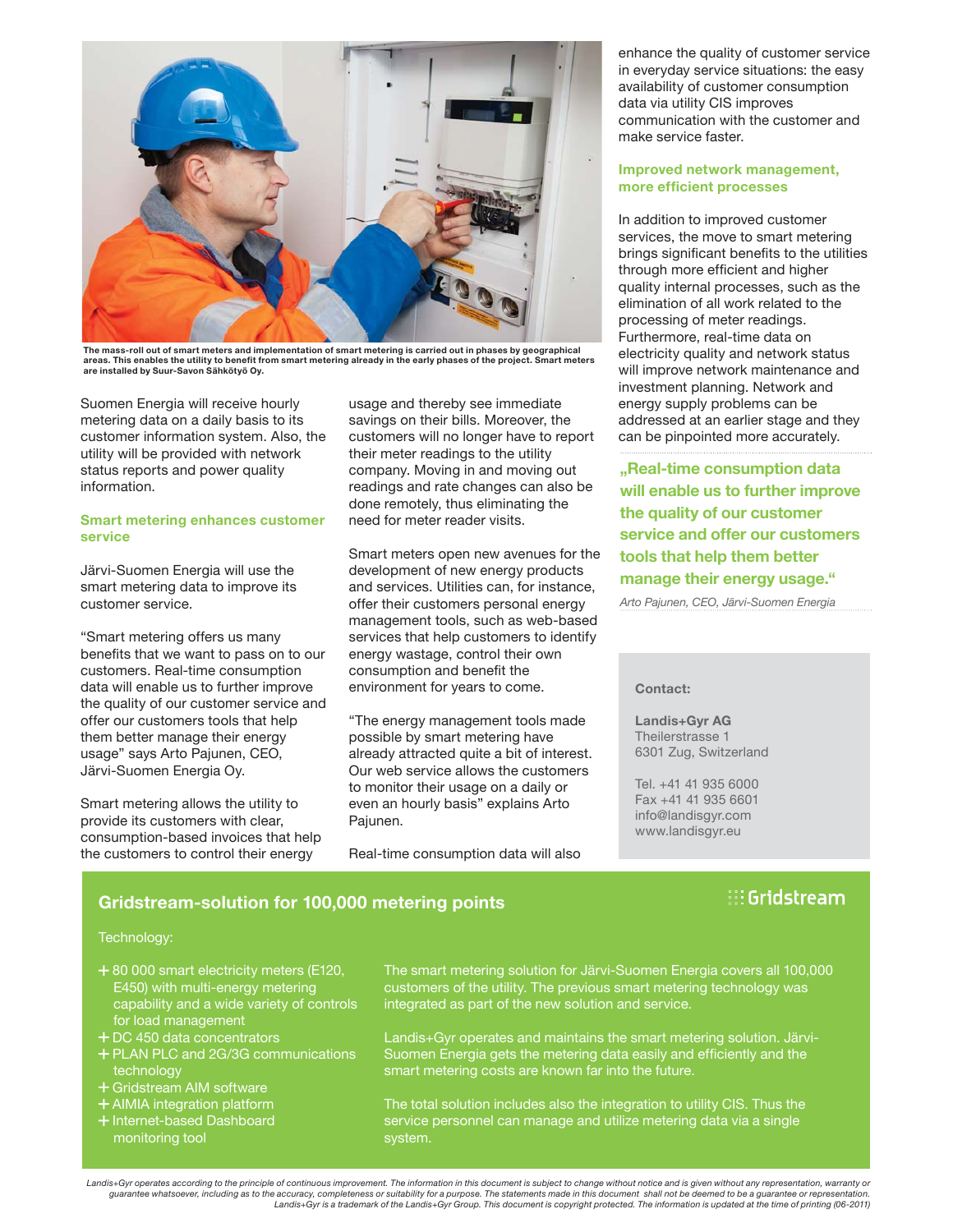The mass-roll out of smart meters and implementation of smart metering is carried out in phases by geographical areas. This enables the utility to benefit from smart metering already in the early phases of the project. Smart meters are installed by Suur-Savon Sähkötyö Oy.

Suomen Energia will receive hourly metering data on a daily basis to its customer information system. Also, the utility will be provided with network status reports and power quality information.

### Smart metering enhances customer service

Järvi-Suomen Energia will use the smart metering data to improve its customer service.

"Smart metering offers us many benefits that we want to pass on to our customers. Real-time consumption data will enable us to further improve the quality of our customer service and offer our customers tools that help them better manage their energy usage" says Arto Pajunen, CEO, Järvi-Suomen Energia Oy.

Smart metering allows the utility to provide its customers with clear, consumption-based invoices that help the customers to control their energy usage and thereby see immediate savings on their bills. Moreover, the customers will no longer have to report their meter readings to the utility company. Moving in and moving out readings and rate changes can also be done remotely, thus eliminating the need for meter reader visits.

Smart meters open new avenues for the development of new energy products and services. Utilities can, for instance, offer their customers personal energy management tools, such as web-based services that help customers to identify energy wastage, control their own consumption and benefit the environment for years to come.

"The energy management tools made possible by smart metering have already attracted quite a bit of interest. Our web service allows the customers to monitor their usage on a daily or even an hourly basis" explains Arto Pajunen.

Real-time consumption data will also enhance the quality of customer service in everyday service situations: the easy availability of customer consumption data via utility CIS improves communication with the customer and make service faster.

### Improved network management, more efficient processes

In addition to improved customer services, the move to smart metering brings significant benefits to the utilities through more efficient and higher quality internal processes, such as the elimination of all work related to the processing of meter readings. Furthermore, real-time data on electricity quality and network status will improve network maintenance and investment planning. Network and energy supply problems can be addressed at an earlier stage and they can be pinpointed more accurately.

> **„Real-time consumption data will enable us to further improve the quality of our customer service and offer our customers tools that help them better manage their energy usage."**
>
> *Arto Pajunen, CEO, Järvi-Suomen Energia*

**Contact:**

**Landis+Gyr AG**
Theilerstrasse 1
6301 Zug, Switzerland

Tel. +41 41 935 6000
Fax +41 41 935 6601
info@landisgyr.com
www.landisgyr.eu

## Gridstream-solution for 100,000 metering points

Gridstream

Technology:

- 80 000 smart electricity meters (E120, E450) with multi-energy metering capability and a wide variety of controls for load management
- DC 450 data concentrators
- PLAN PLC and 2G/3G communications technology
- Gridstream AIM software
- AIMIA integration platform
- Internet-based Dashboard monitoring tool

The smart metering solution for Järvi-Suomen Energia covers all 100,000 customers of the utility. The previous smart metering technology was integrated as part of the new solution and service.

Landis+Gyr operates and maintains the smart metering solution. Järvi-Suomen Energia gets the metering data easily and efficiently and the smart metering costs are known far into the future.

The total solution includes also the integration to utility CIS. Thus the service personnel can manage and utilize metering data via a single system.

*Landis+Gyr operates according to the principle of continuous improvement. The information in this document is subject to change without notice and is given without any representation, warranty or guarantee whatsoever, including as to the accuracy, completeness or suitability for a purpose. The statements made in this document shall not be deemed to be a guarantee or representation. Landis+Gyr is a trademark of the Landis+Gyr Group. This document is copyright protected. The information is updated at the time of printing (06-2011)*